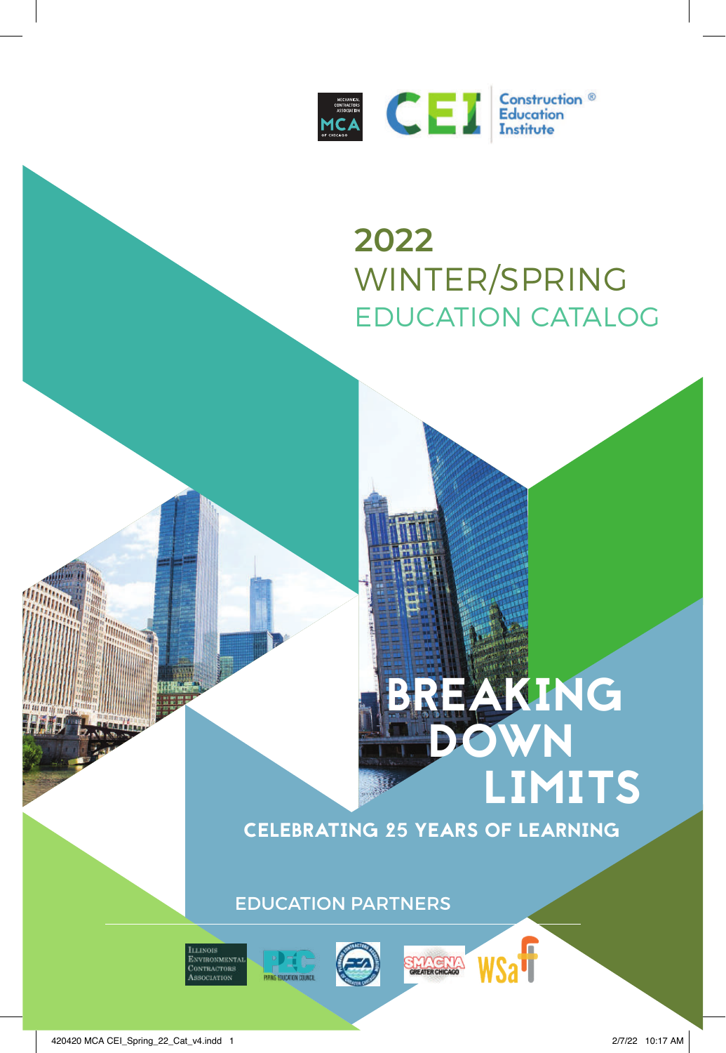MECHANICAL CONTRACTORS ASSOCIATION MCA OF CHICAGO

CEI Construction Education Institute®

# 2022 WINTER/SPRING EDUCATION CATALOG

# BREAKING DOWN LIMITS

## CELEBRATING 25 YEARS OF LEARNING

EDUCATION PARTNERS

Illinois Environmental Contractors Association

PEC Piping Education Council

Plumbing Contractors Association of Greater Chicago

SMACNA Greater Chicago

WSa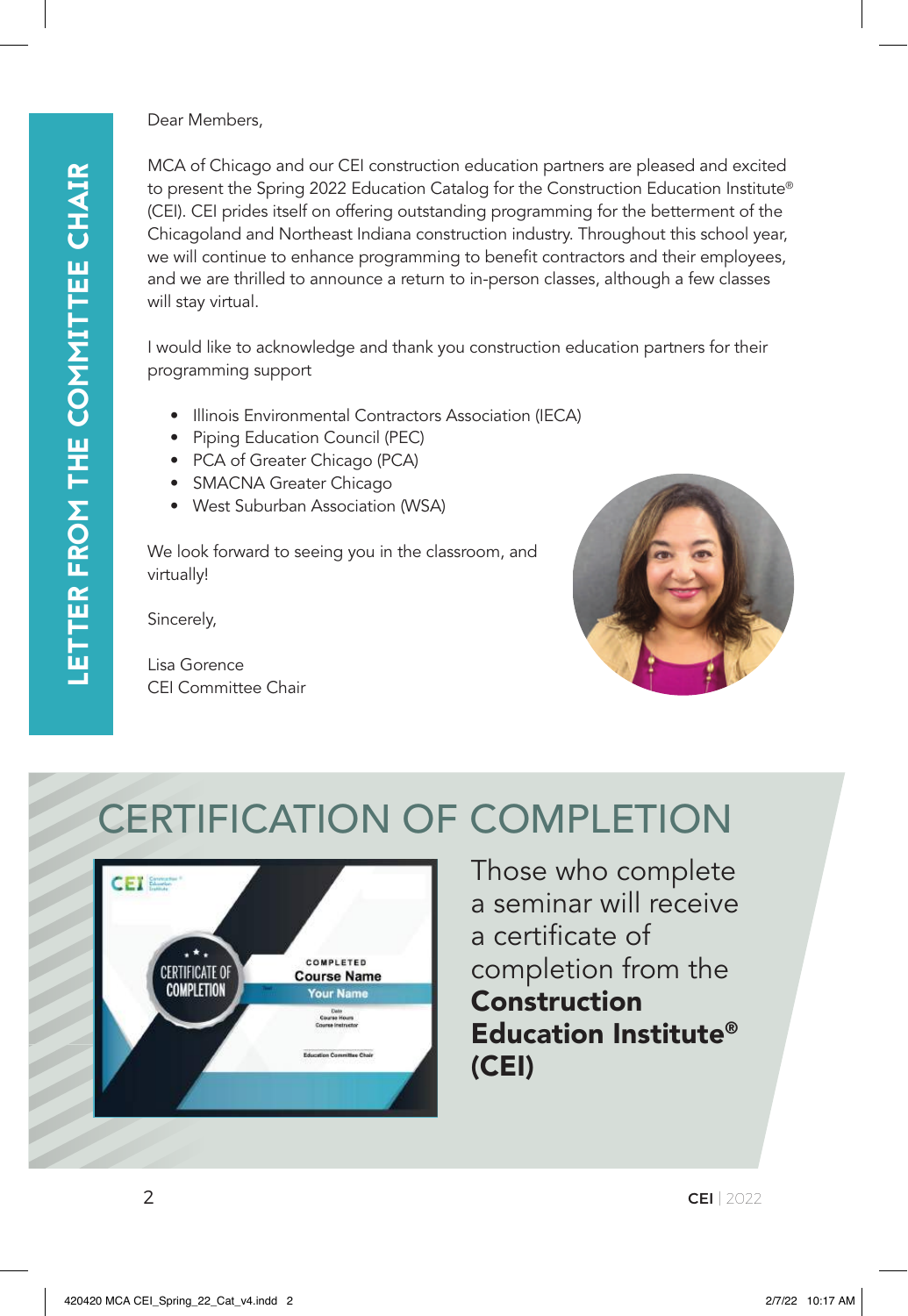# LETTER FROM THE COMMITTEE CHAIR

Dear Members,

MCA of Chicago and our CEI construction education partners are pleased and excited to present the Spring 2022 Education Catalog for the Construction Education Institute® (CEI). CEI prides itself on offering outstanding programming for the betterment of the Chicagoland and Northeast Indiana construction industry. Throughout this school year, we will continue to enhance programming to benefit contractors and their employees, and we are thrilled to announce a return to in-person classes, although a few classes will stay virtual.

I would like to acknowledge and thank you construction education partners for their programming support

- Illinois Environmental Contractors Association (IECA)
- Piping Education Council (PEC)
- PCA of Greater Chicago (PCA)
- SMACNA Greater Chicago
- West Suburban Association (WSA)

We look forward to seeing you in the classroom, and virtually!

Sincerely,

Lisa Gorence
CEI Committee Chair

# CERTIFICATION OF COMPLETION

Those who complete a seminar will receive a certificate of completion from the **Construction Education Institute® (CEI)**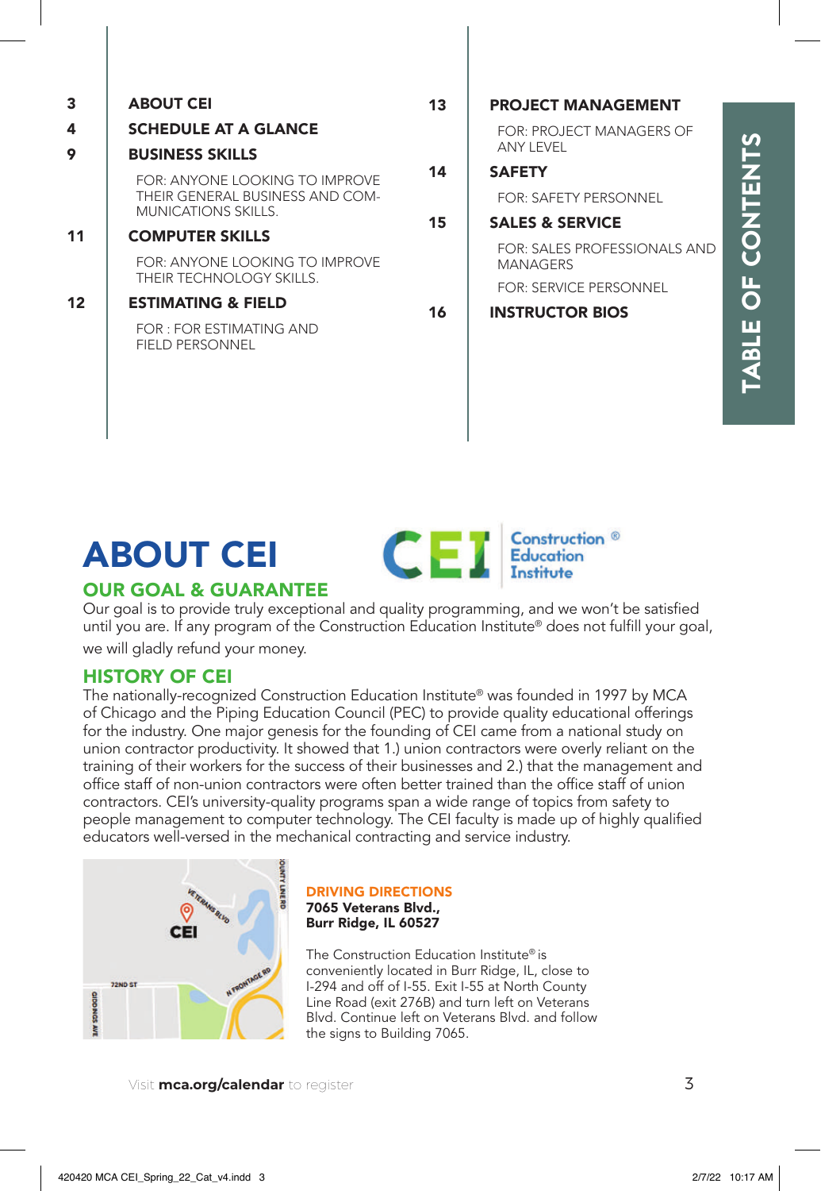# TABLE OF CONTENTS

| Page | Section |
| --- | --- |
| 3 | **ABOUT CEI** |
| 4 | **SCHEDULE AT A GLANCE** |
| 9 | **BUSINESS SKILLS** — FOR: ANYONE LOOKING TO IMPROVE THEIR GENERAL BUSINESS AND COMMUNICATIONS SKILLS. |
| 11 | **COMPUTER SKILLS** — FOR: ANYONE LOOKING TO IMPROVE THEIR TECHNOLOGY SKILLS. |
| 12 | **ESTIMATING & FIELD** — FOR : FOR ESTIMATING AND FIELD PERSONNEL |
| 13 | **PROJECT MANAGEMENT** — FOR: PROJECT MANAGERS OF ANY LEVEL |
| 14 | **SAFETY** — FOR: SAFETY PERSONNEL |
| 15 | **SALES & SERVICE** — FOR: SALES PROFESSIONALS AND MANAGERS; FOR: SERVICE PERSONNEL |
| 16 | **INSTRUCTOR BIOS** |

# ABOUT CEI

CEI Construction Education Institute®

## OUR GOAL & GUARANTEE

Our goal is to provide truly exceptional and quality programming, and we won't be satisfied until you are. If any program of the Construction Education Institute® does not fulfill your goal, we will gladly refund your money.

## HISTORY OF CEI

The nationally-recognized Construction Education Institute® was founded in 1997 by MCA of Chicago and the Piping Education Council (PEC) to provide quality educational offerings for the industry. One major genesis for the founding of CEI came from a national study on union contractor productivity. It showed that 1.) union contractors were overly reliant on the training of their workers for the success of their businesses and 2.) that the management and office staff of non-union contractors were often better trained than the office staff of union contractors. CEI's university-quality programs span a wide range of topics from safety to people management to computer technology. The CEI faculty is made up of highly qualified educators well-versed in the mechanical contracting and service industry.

### DRIVING DIRECTIONS

**7065 Veterans Blvd., Burr Ridge, IL 60527**

The Construction Education Institute® is conveniently located in Burr Ridge, IL, close to I-294 and off of I-55. Exit I-55 at North County Line Road (exit 276B) and turn left on Veterans Blvd. Continue left on Veterans Blvd. and follow the signs to Building 7065.

Visit **mca.org/calendar** to register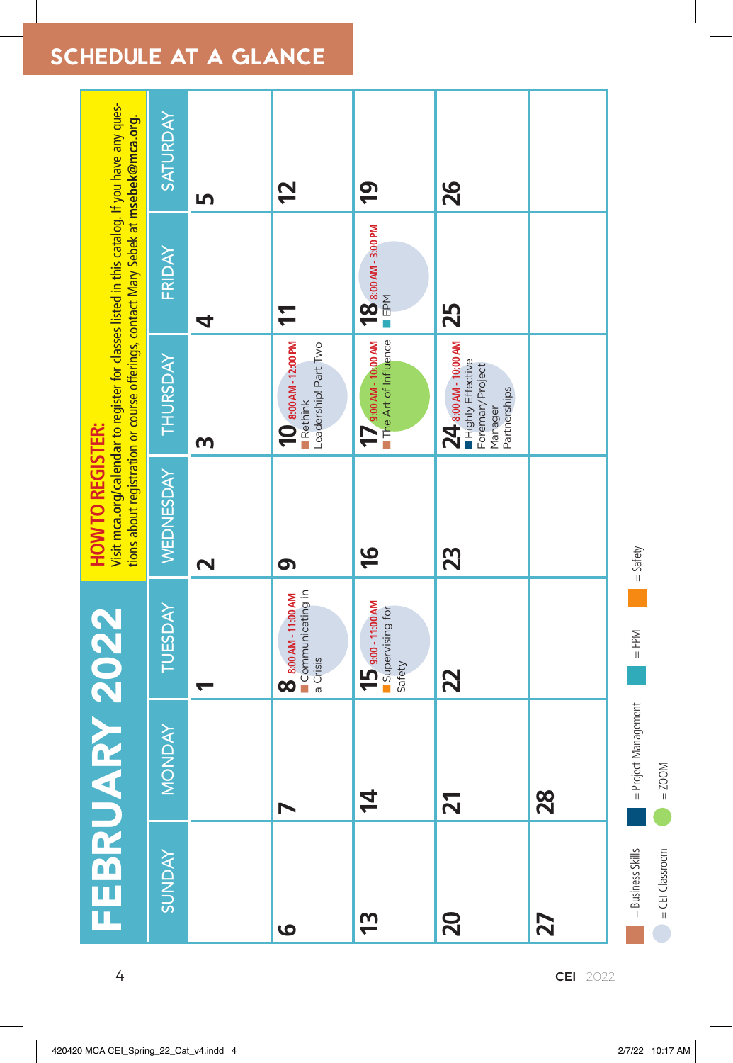# SCHEDULE AT A GLANCE

## FEBRUARY 2022

**HOW TO REGISTER:**
Visit **mca.org/calendar** to register for classes listed in this catalog. If you have any questions about registration or course offerings, contact Mary Sebek at **msebek@mca.org**.

| SUNDAY | MONDAY | TUESDAY | WEDNESDAY | THURSDAY | FRIDAY | SATURDAY |
|---|---|---|---|---|---|---|
| | | 1 | 2 | 3 | 4 | 5 |
| 6 | 7 | 8 8:00 AM - 11:00 AM Communicating in a Crisis | 9 | 10 8:00 AM - 12:00 PM Rethink Leadership! Part Two | 11 | 12 |
| 13 | 14 | 15 9:00 - 11:00 AM Supervising for Safety | 16 | 17 9:00 AM - 10:00 AM The Art of Influence | 18 8:00 AM - 3:00 PM EPM | 19 |
| 20 | 21 | 22 | 23 | 24 8:00 AM - 10:00 AM Highly Effective Foreman/Project Manager Partnerships | 25 | 26 |
| 27 | 28 | | | | | |

= Business Skills
= Project Management
= EPM
= Safety
= CEI Classroom
= ZOOM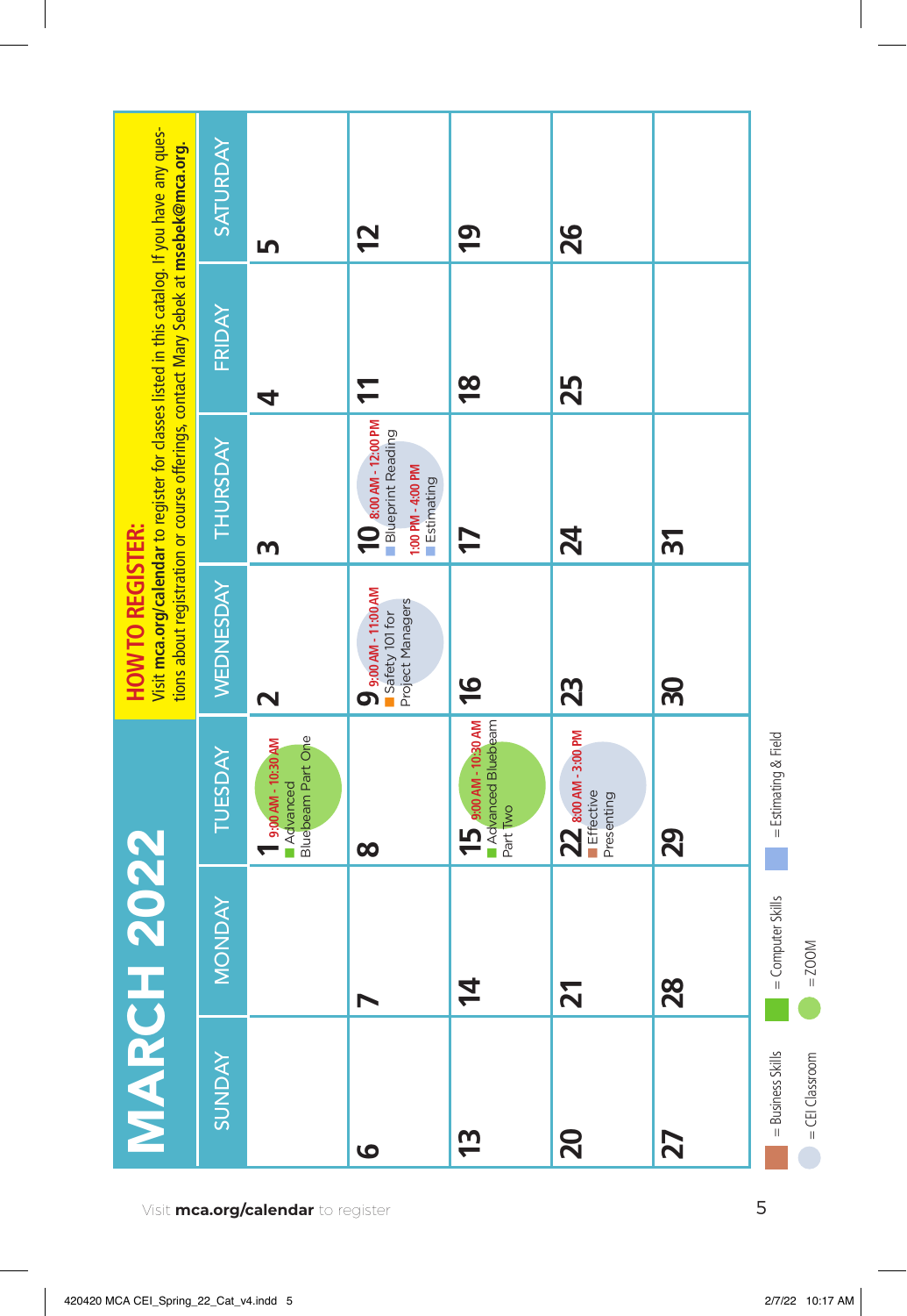# MARCH 2022

**HOW TO REGISTER:**
Visit **mca.org/calendar** to register for classes listed in this catalog. If you have any questions about registration or course offerings, contact Mary Sebek at **msebek@mca.org**.

| SUNDAY | MONDAY | TUESDAY | WEDNESDAY | THURSDAY | FRIDAY | SATURDAY |
|---|---|---|---|---|---|---|
| | | 1 9:00 AM - 10:30 AM Advanced Bluebeam Part One | 2 | 3 | 4 | 5 |
| 6 | 7 | 8 | 9 9:00 AM - 11:00 AM Safety 101 for Project Managers | 10 8:00 AM - 12:00 PM Blueprint Reading; 1:00 PM - 4:00 PM Estimating | 11 | 12 |
| 13 | 14 | 15 9:00 AM - 10:30 AM Advanced Bluebeam Part Two | 16 | 17 | 18 | 19 |
| 20 | 21 | 22 8:00 AM - 3:00 PM Effective Presenting | 23 | 24 | 25 | 26 |
| 27 | 28 | 29 | 30 | 31 | | |

= Business Skills
= Computer Skills
= Estimating & Field
= CEI Classroom
= ZOOM

Visit **mca.org/calendar** to register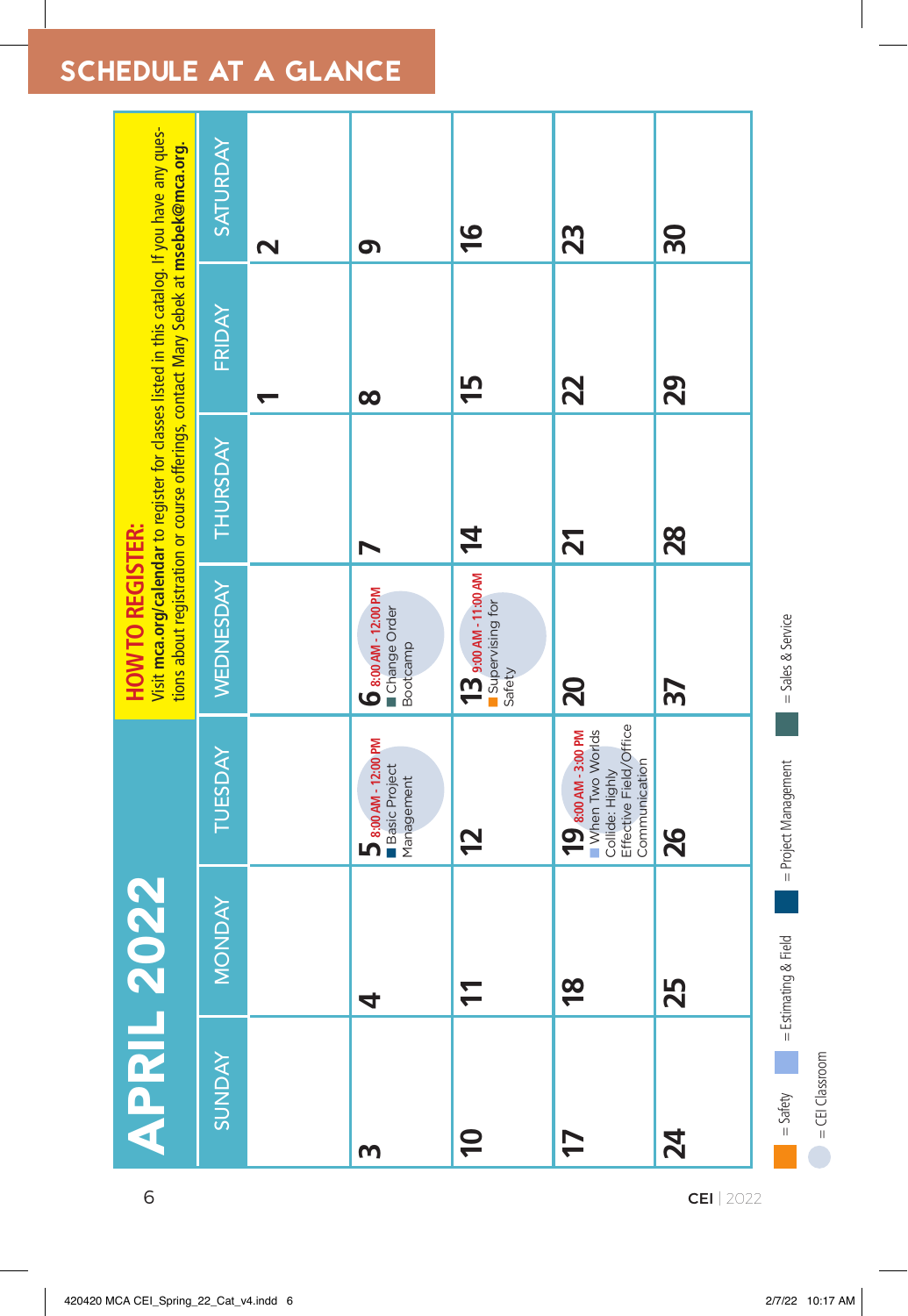# SCHEDULE AT A GLANCE

## APRIL 2022

**HOW TO REGISTER:** Visit **mca.org/calendar** to register for classes listed in this catalog. If you have any questions about registration or course offerings, contact Mary Sebek at **msebek@mca.org**.

| SUNDAY | MONDAY | TUESDAY | WEDNESDAY | THURSDAY | FRIDAY | SATURDAY |
|---|---|---|---|---|---|---|
| | | | | | 1 | 2 |
| 3 | 4 | 5 8:00 AM - 12:00 PM Basic Project Management | 6 8:00 AM - 12:00 PM Change Order Bootcamp | 7 | 8 | 9 |
| 10 | 11 | 12 | 13 9:00 AM - 11:00 AM Supervising for Safety | 14 | 15 | 16 |
| 17 | 18 | 19 8:00 AM - 3:00 PM When Two Worlds Collide: Highly Effective Field/Office Communication | 20 | 21 | 22 | 23 |
| 24 | 25 | 26 | 37 | 28 | 29 | 30 |

= Safety = Estimating & Field = Project Management = Sales & Service

= CEI Classroom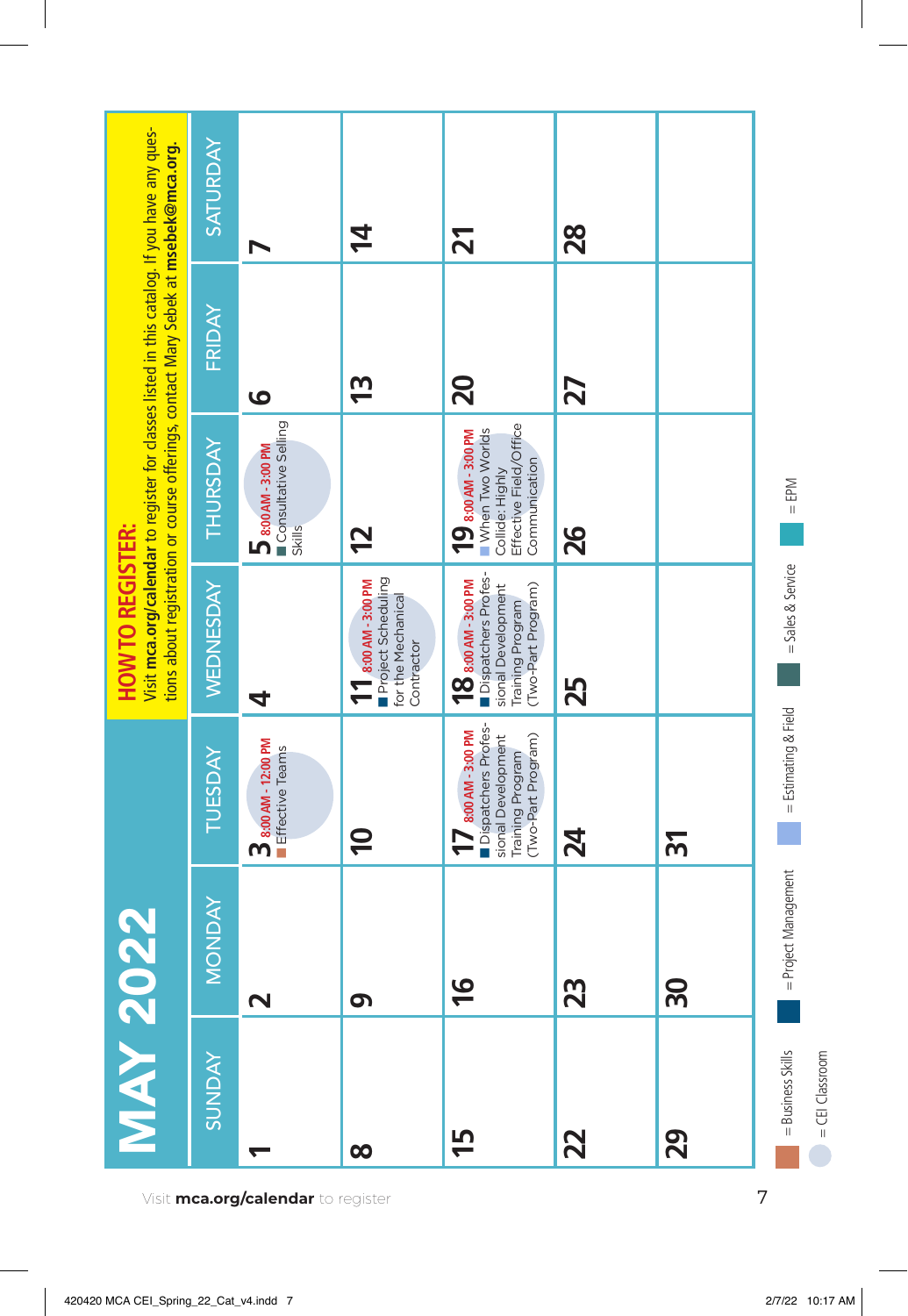# MAY 2022

**HOW TO REGISTER:** Visit **mca.org/calendar** to register for classes listed in this catalog. If you have any questions about registration or course offerings, contact Mary Sebek at **msebek@mca.org**.

| SUNDAY | MONDAY | TUESDAY | WEDNESDAY | THURSDAY | FRIDAY | SATURDAY |
|---|---|---|---|---|---|---|
| 1 | 2 | 3 8:00 AM - 12:00 PM Effective Teams | 4 | 5 8:00 AM - 3:00 PM Consultative Selling Skills | 6 | 7 |
| 8 | 9 | 10 | 11 8:00 AM - 3:00 PM Project Scheduling for the Mechanical Contractor | 12 | 13 | 14 |
| 15 | 16 | 17 8:00 AM - 3:00 PM Dispatchers Professional Development Training Program (Two-Part Program) | 18 8:00 AM - 3:00 PM Dispatchers Professional Development Training Program (Two-Part Program) | 19 8:00 AM - 3:00 PM When Two Worlds Collide: Highly Effective Field/Office Communication | 20 | 21 |
| 22 | 23 | 24 | 25 | 26 | 27 | 28 |
| 29 | 30 | 31 | | | | |

= Business Skills | = Project Management | = Estimating & Field | = Sales & Service | = EPM | = CEI Classroom

Visit **mca.org/calendar** to register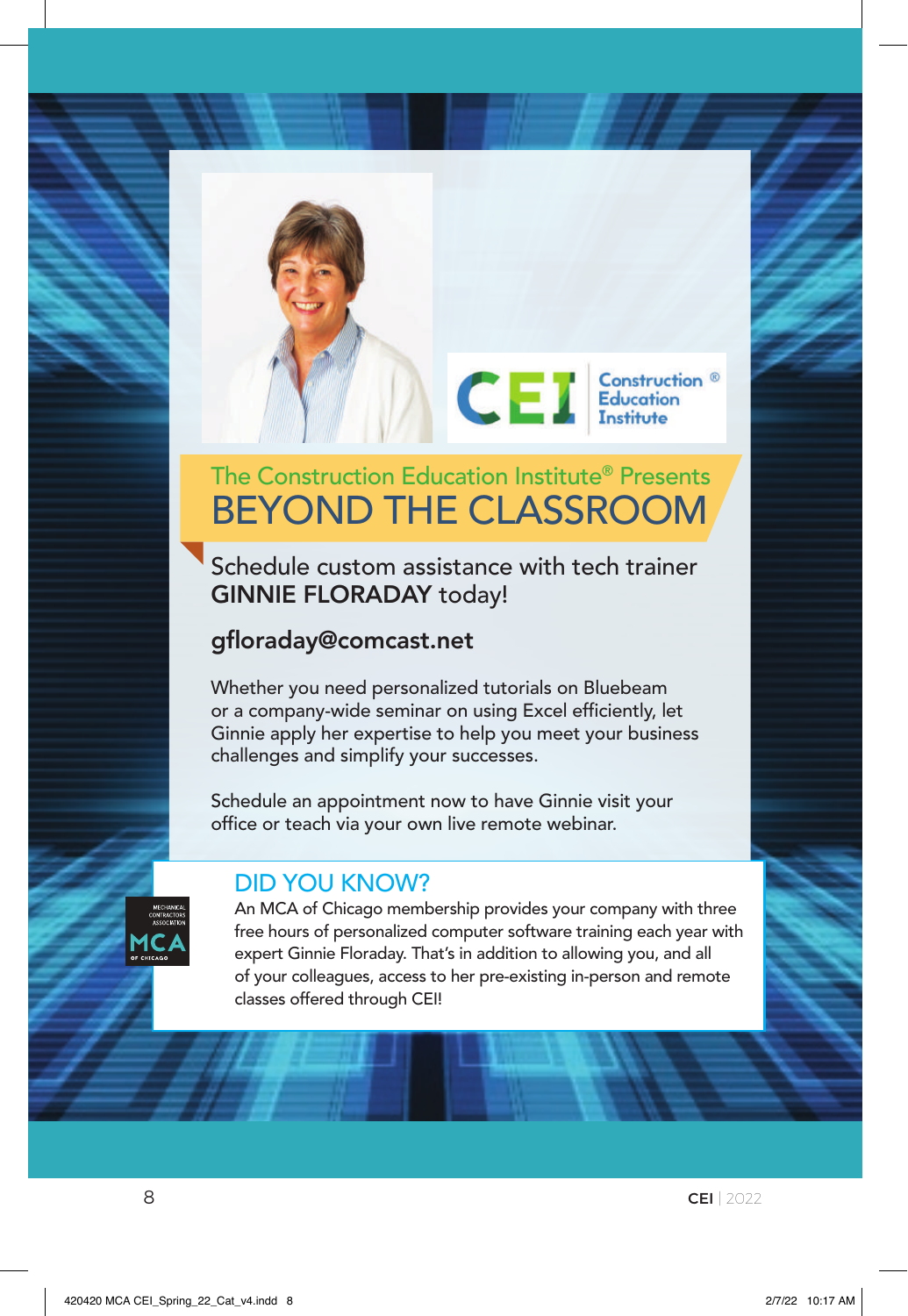The Construction Education Institute® Presents

# BEYOND THE CLASSROOM

Schedule custom assistance with tech trainer **GINNIE FLORADAY** today!

**gfloraday@comcast.net**

Whether you need personalized tutorials on Bluebeam or a company-wide seminar on using Excel efficiently, let Ginnie apply her expertise to help you meet your business challenges and simplify your successes.

Schedule an appointment now to have Ginnie visit your office or teach via your own live remote webinar.

## DID YOU KNOW?

An MCA of Chicago membership provides your company with three free hours of personalized computer software training each year with expert Ginnie Floraday. That's in addition to allowing you, and all of your colleagues, access to her pre-existing in-person and remote classes offered through CEI!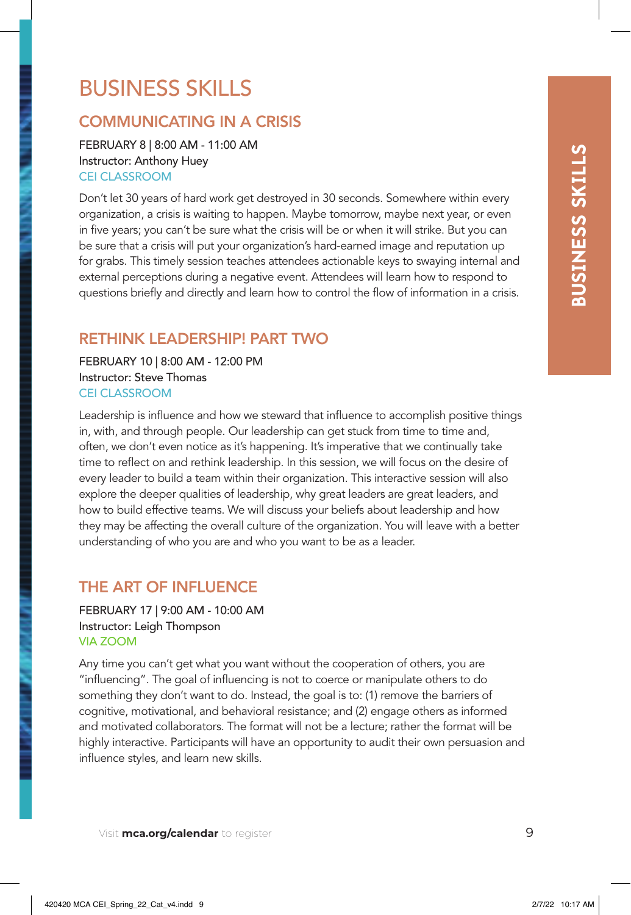# BUSINESS SKILLS

## COMMUNICATING IN A CRISIS

FEBRUARY 8 | 8:00 AM - 11:00 AM
Instructor: Anthony Huey
CEI CLASSROOM

Don't let 30 years of hard work get destroyed in 30 seconds. Somewhere within every organization, a crisis is waiting to happen. Maybe tomorrow, maybe next year, or even in five years; you can't be sure what the crisis will be or when it will strike. But you can be sure that a crisis will put your organization's hard-earned image and reputation up for grabs. This timely session teaches attendees actionable keys to swaying internal and external perceptions during a negative event. Attendees will learn how to respond to questions briefly and directly and learn how to control the flow of information in a crisis.

## RETHINK LEADERSHIP! PART TWO

FEBRUARY 10 | 8:00 AM - 12:00 PM
Instructor: Steve Thomas
CEI CLASSROOM

Leadership is influence and how we steward that influence to accomplish positive things in, with, and through people. Our leadership can get stuck from time to time and, often, we don't even notice as it's happening. It's imperative that we continually take time to reflect on and rethink leadership. In this session, we will focus on the desire of every leader to build a team within their organization. This interactive session will also explore the deeper qualities of leadership, why great leaders are great leaders, and how to build effective teams. We will discuss your beliefs about leadership and how they may be affecting the overall culture of the organization. You will leave with a better understanding of who you are and who you want to be as a leader.

## THE ART OF INFLUENCE

FEBRUARY 17 | 9:00 AM - 10:00 AM
Instructor: Leigh Thompson
VIA ZOOM

Any time you can't get what you want without the cooperation of others, you are "influencing". The goal of influencing is not to coerce or manipulate others to do something they don't want to do. Instead, the goal is to: (1) remove the barriers of cognitive, motivational, and behavioral resistance; and (2) engage others as informed and motivated collaborators. The format will not be a lecture; rather the format will be highly interactive. Participants will have an opportunity to audit their own persuasion and influence styles, and learn new skills.

Visit **mca.org/calendar** to register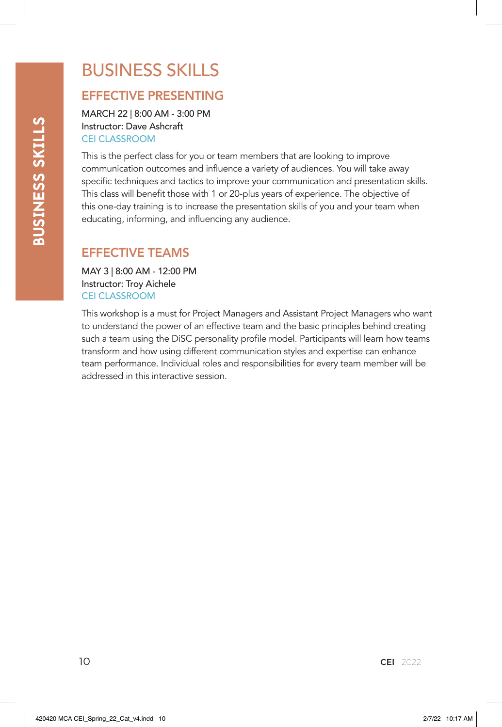# BUSINESS SKILLS

## EFFECTIVE PRESENTING

MARCH 22 | 8:00 AM - 3:00 PM
Instructor: Dave Ashcraft
CEI CLASSROOM

This is the perfect class for you or team members that are looking to improve communication outcomes and influence a variety of audiences. You will take away specific techniques and tactics to improve your communication and presentation skills. This class will benefit those with 1 or 20-plus years of experience. The objective of this one-day training is to increase the presentation skills of you and your team when educating, informing, and influencing any audience.

## EFFECTIVE TEAMS

MAY 3 | 8:00 AM - 12:00 PM
Instructor: Troy Aichele
CEI CLASSROOM

This workshop is a must for Project Managers and Assistant Project Managers who want to understand the power of an effective team and the basic principles behind creating such a team using the DiSC personality profile model. Participants will learn how teams transform and how using different communication styles and expertise can enhance team performance. Individual roles and responsibilities for every team member will be addressed in this interactive session.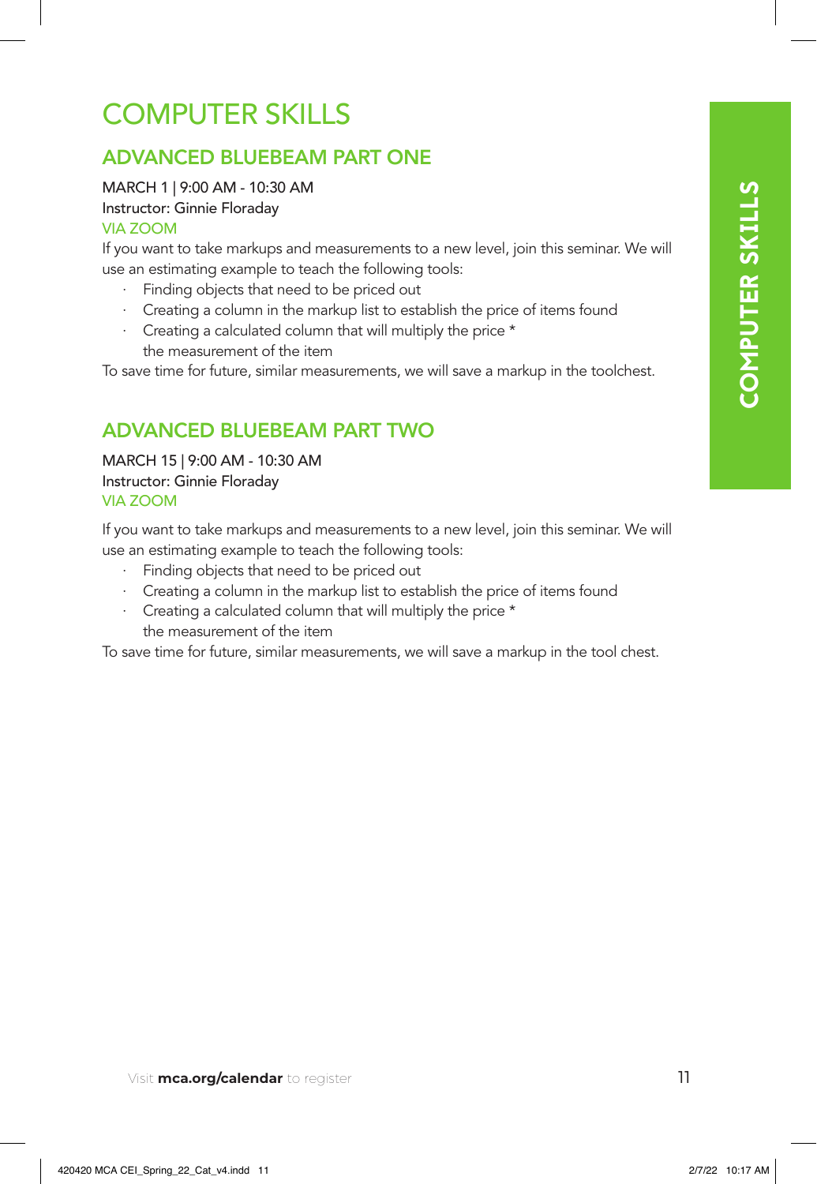# COMPUTER SKILLS

## ADVANCED BLUEBEAM PART ONE

MARCH 1 | 9:00 AM - 10:30 AM
Instructor: Ginnie Floraday
VIA ZOOM

If you want to take markups and measurements to a new level, join this seminar. We will use an estimating example to teach the following tools:

- Finding objects that need to be priced out
- Creating a column in the markup list to establish the price of items found
- Creating a calculated column that will multiply the price * the measurement of the item

To save time for future, similar measurements, we will save a markup in the toolchest.

## ADVANCED BLUEBEAM PART TWO

MARCH 15 | 9:00 AM - 10:30 AM
Instructor: Ginnie Floraday
VIA ZOOM

If you want to take markups and measurements to a new level, join this seminar. We will use an estimating example to teach the following tools:

- Finding objects that need to be priced out
- Creating a column in the markup list to establish the price of items found
- Creating a calculated column that will multiply the price * the measurement of the item

To save time for future, similar measurements, we will save a markup in the tool chest.

Visit **mca.org/calendar** to register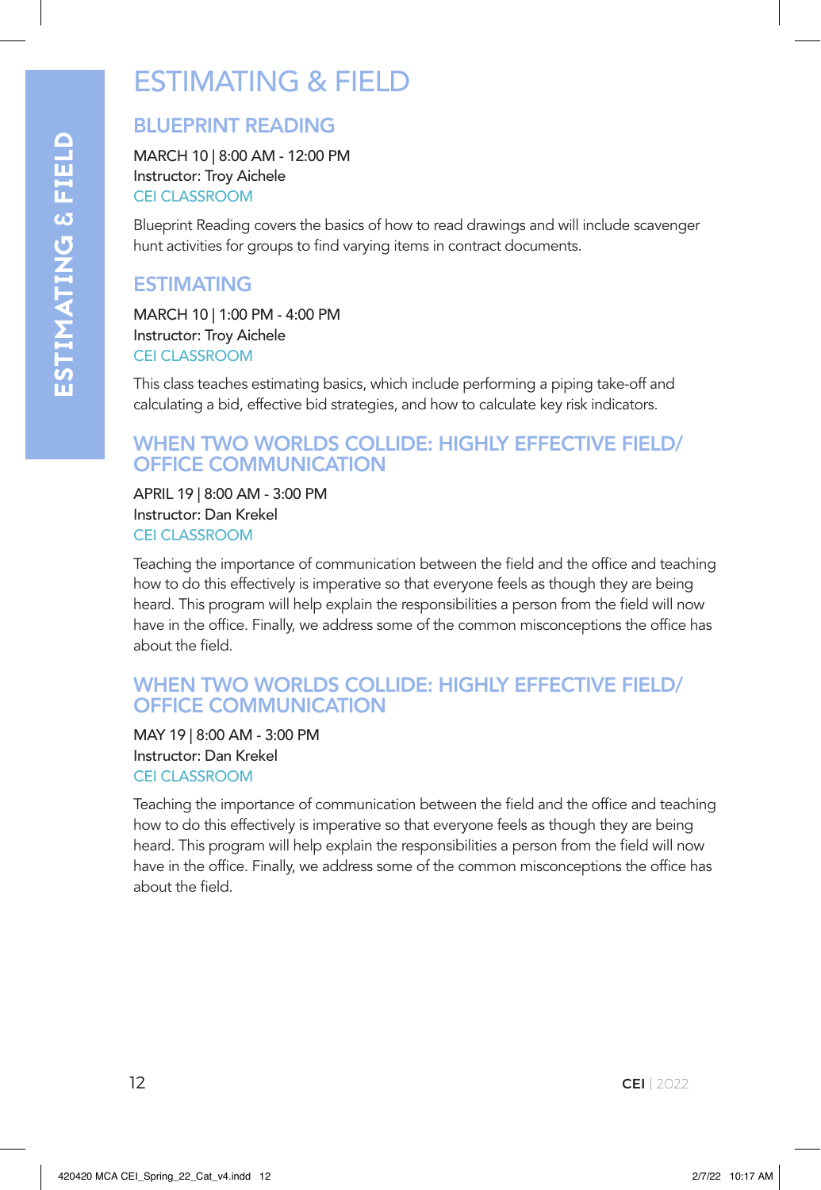# ESTIMATING & FIELD

## BLUEPRINT READING

MARCH 10 | 8:00 AM - 12:00 PM
Instructor: Troy Aichele
CEI CLASSROOM

Blueprint Reading covers the basics of how to read drawings and will include scavenger hunt activities for groups to find varying items in contract documents.

## ESTIMATING

MARCH 10 | 1:00 PM - 4:00 PM
Instructor: Troy Aichele
CEI CLASSROOM

This class teaches estimating basics, which include performing a piping take-off and calculating a bid, effective bid strategies, and how to calculate key risk indicators.

## WHEN TWO WORLDS COLLIDE: HIGHLY EFFECTIVE FIELD/ OFFICE COMMUNICATION

APRIL 19 | 8:00 AM - 3:00 PM
Instructor: Dan Krekel
CEI CLASSROOM

Teaching the importance of communication between the field and the office and teaching how to do this effectively is imperative so that everyone feels as though they are being heard. This program will help explain the responsibilities a person from the field will now have in the office. Finally, we address some of the common misconceptions the office has about the field.

## WHEN TWO WORLDS COLLIDE: HIGHLY EFFECTIVE FIELD/ OFFICE COMMUNICATION

MAY 19 | 8:00 AM - 3:00 PM
Instructor: Dan Krekel
CEI CLASSROOM

Teaching the importance of communication between the field and the office and teaching how to do this effectively is imperative so that everyone feels as though they are being heard. This program will help explain the responsibilities a person from the field will now have in the office. Finally, we address some of the common misconceptions the office has about the field.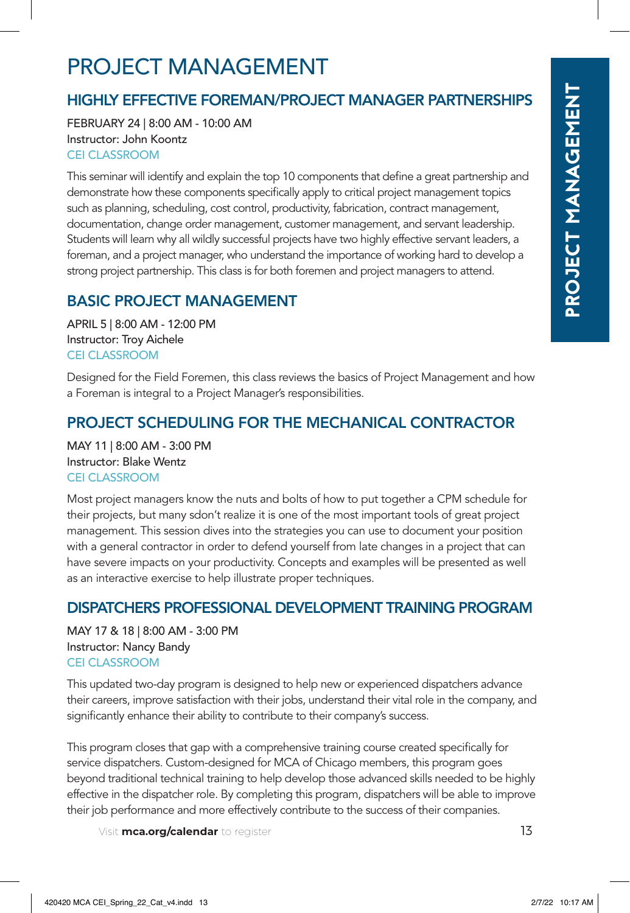# PROJECT MANAGEMENT

## HIGHLY EFFECTIVE FOREMAN/PROJECT MANAGER PARTNERSHIPS

FEBRUARY 24 | 8:00 AM - 10:00 AM
Instructor: John Koontz
CEI CLASSROOM

This seminar will identify and explain the top 10 components that define a great partnership and demonstrate how these components specifically apply to critical project management topics such as planning, scheduling, cost control, productivity, fabrication, contract management, documentation, change order management, customer management, and servant leadership. Students will learn why all wildly successful projects have two highly effective servant leaders, a foreman, and a project manager, who understand the importance of working hard to develop a strong project partnership. This class is for both foremen and project managers to attend.

## BASIC PROJECT MANAGEMENT

APRIL 5 | 8:00 AM - 12:00 PM
Instructor: Troy Aichele
CEI CLASSROOM

Designed for the Field Foremen, this class reviews the basics of Project Management and how a Foreman is integral to a Project Manager's responsibilities.

## PROJECT SCHEDULING FOR THE MECHANICAL CONTRACTOR

MAY 11 | 8:00 AM - 3:00 PM
Instructor: Blake Wentz
CEI CLASSROOM

Most project managers know the nuts and bolts of how to put together a CPM schedule for their projects, but many sdon't realize it is one of the most important tools of great project management. This session dives into the strategies you can use to document your position with a general contractor in order to defend yourself from late changes in a project that can have severe impacts on your productivity. Concepts and examples will be presented as well as an interactive exercise to help illustrate proper techniques.

## DISPATCHERS PROFESSIONAL DEVELOPMENT TRAINING PROGRAM

MAY 17 & 18 | 8:00 AM - 3:00 PM
Instructor: Nancy Bandy
CEI CLASSROOM

This updated two-day program is designed to help new or experienced dispatchers advance their careers, improve satisfaction with their jobs, understand their vital role in the company, and significantly enhance their ability to contribute to their company's success.

This program closes that gap with a comprehensive training course created specifically for service dispatchers. Custom-designed for MCA of Chicago members, this program goes beyond traditional technical training to help develop those advanced skills needed to be highly effective in the dispatcher role. By completing this program, dispatchers will be able to improve their job performance and more effectively contribute to the success of their companies.

Visit **mca.org/calendar** to register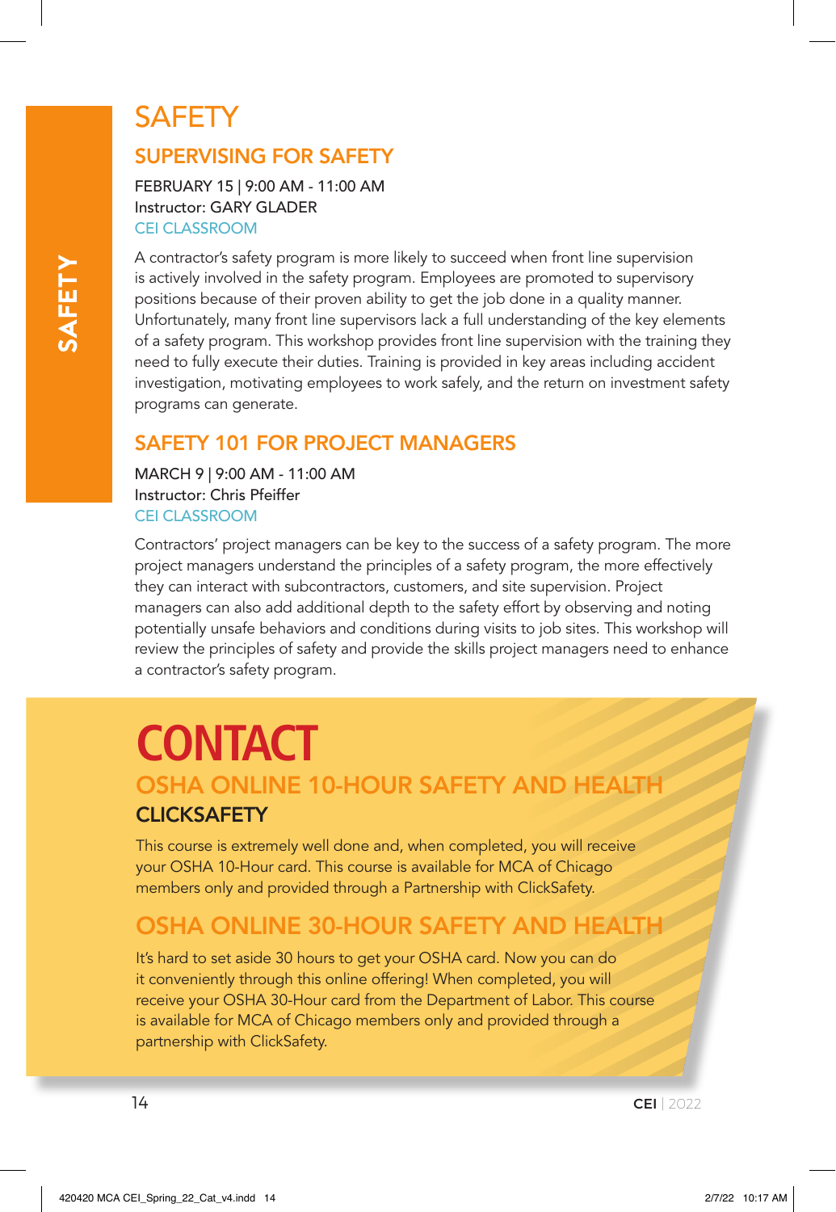# SAFETY

## SUPERVISING FOR SAFETY

FEBRUARY 15 | 9:00 AM - 11:00 AM
Instructor: GARY GLADER
CEI CLASSROOM

A contractor's safety program is more likely to succeed when front line supervision is actively involved in the safety program. Employees are promoted to supervisory positions because of their proven ability to get the job done in a quality manner. Unfortunately, many front line supervisors lack a full understanding of the key elements of a safety program. This workshop provides front line supervision with the training they need to fully execute their duties. Training is provided in key areas including accident investigation, motivating employees to work safely, and the return on investment safety programs can generate.

## SAFETY 101 FOR PROJECT MANAGERS

MARCH 9 | 9:00 AM - 11:00 AM
Instructor: Chris Pfeiffer
CEI CLASSROOM

Contractors' project managers can be key to the success of a safety program. The more project managers understand the principles of a safety program, the more effectively they can interact with subcontractors, customers, and site supervision. Project managers can also add additional depth to the safety effort by observing and noting potentially unsafe behaviors and conditions during visits to job sites. This workshop will review the principles of safety and provide the skills project managers need to enhance a contractor's safety program.

# CONTACT

## OSHA ONLINE 10-HOUR SAFETY AND HEALTH

### CLICKSAFETY

This course is extremely well done and, when completed, you will receive your OSHA 10-Hour card. This course is available for MCA of Chicago members only and provided through a Partnership with ClickSafety.

## OSHA ONLINE 30-HOUR SAFETY AND HEALTH

It's hard to set aside 30 hours to get your OSHA card. Now you can do it conveniently through this online offering! When completed, you will receive your OSHA 30-Hour card from the Department of Labor. This course is available for MCA of Chicago members only and provided through a partnership with ClickSafety.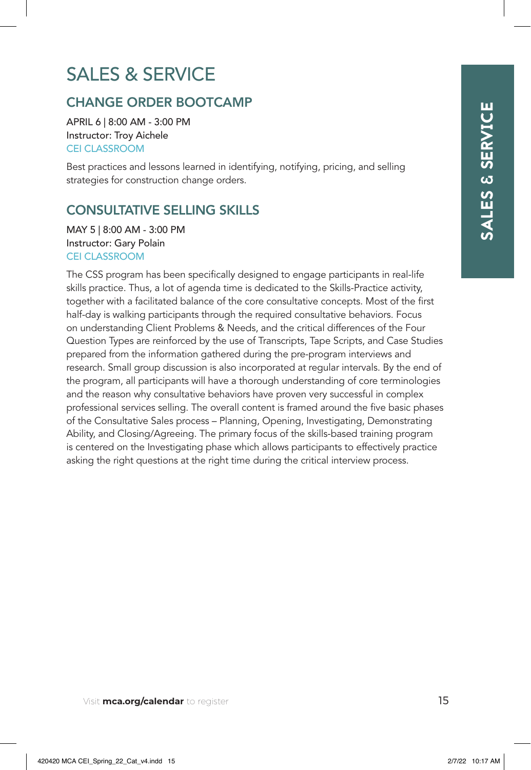# SALES & SERVICE

## CHANGE ORDER BOOTCAMP

APRIL 6 | 8:00 AM - 3:00 PM
Instructor: Troy Aichele
CEI CLASSROOM

Best practices and lessons learned in identifying, notifying, pricing, and selling strategies for construction change orders.

## CONSULTATIVE SELLING SKILLS

MAY 5 | 8:00 AM - 3:00 PM
Instructor: Gary Polain
CEI CLASSROOM

The CSS program has been specifically designed to engage participants in real-life skills practice. Thus, a lot of agenda time is dedicated to the Skills-Practice activity, together with a facilitated balance of the core consultative concepts. Most of the first half-day is walking participants through the required consultative behaviors. Focus on understanding Client Problems & Needs, and the critical differences of the Four Question Types are reinforced by the use of Transcripts, Tape Scripts, and Case Studies prepared from the information gathered during the pre-program interviews and research. Small group discussion is also incorporated at regular intervals. By the end of the program, all participants will have a thorough understanding of core terminologies and the reason why consultative behaviors have proven very successful in complex professional services selling. The overall content is framed around the five basic phases of the Consultative Sales process – Planning, Opening, Investigating, Demonstrating Ability, and Closing/Agreeing. The primary focus of the skills-based training program is centered on the Investigating phase which allows participants to effectively practice asking the right questions at the right time during the critical interview process.

Visit **mca.org/calendar** to register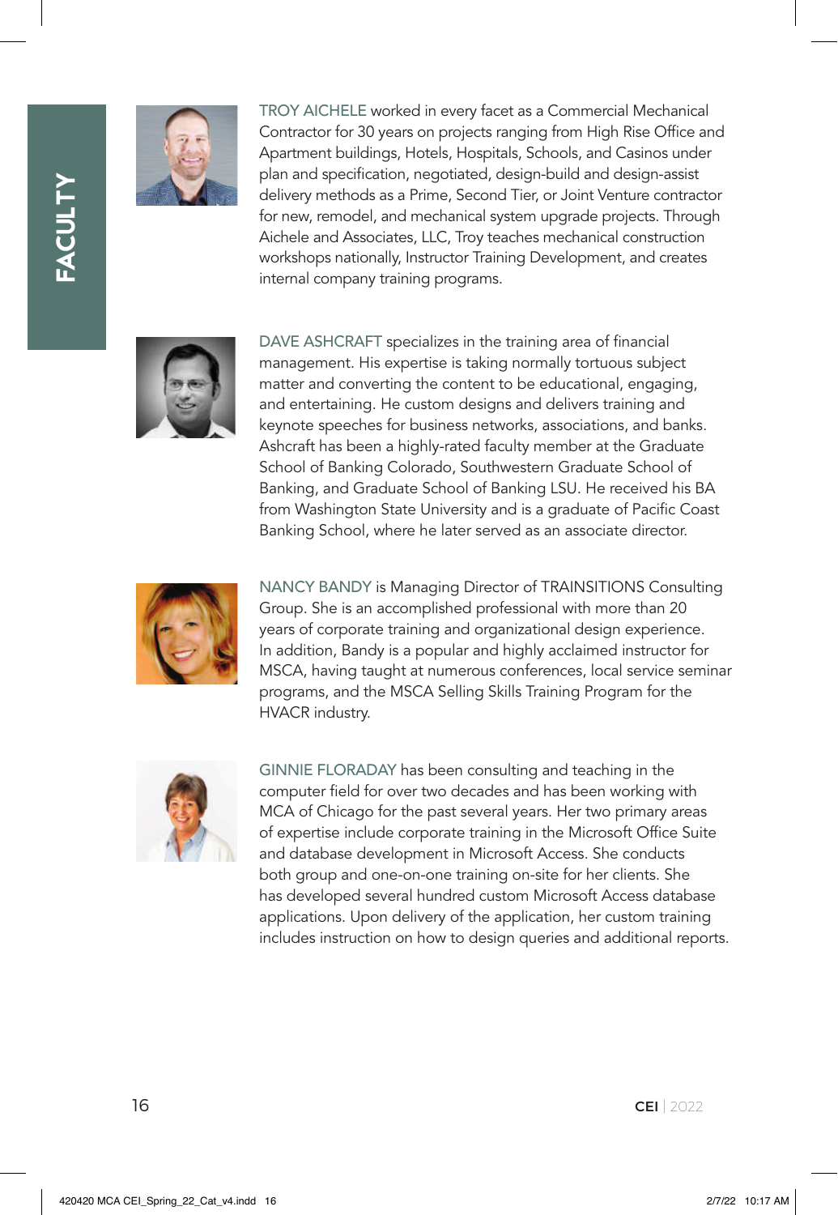# FACULTY

TROY AICHELE worked in every facet as a Commercial Mechanical Contractor for 30 years on projects ranging from High Rise Office and Apartment buildings, Hotels, Hospitals, Schools, and Casinos under plan and specification, negotiated, design-build and design-assist delivery methods as a Prime, Second Tier, or Joint Venture contractor for new, remodel, and mechanical system upgrade projects. Through Aichele and Associates, LLC, Troy teaches mechanical construction workshops nationally, Instructor Training Development, and creates internal company training programs.

DAVE ASHCRAFT specializes in the training area of financial management. His expertise is taking normally tortuous subject matter and converting the content to be educational, engaging, and entertaining. He custom designs and delivers training and keynote speeches for business networks, associations, and banks. Ashcraft has been a highly-rated faculty member at the Graduate School of Banking Colorado, Southwestern Graduate School of Banking, and Graduate School of Banking LSU. He received his BA from Washington State University and is a graduate of Pacific Coast Banking School, where he later served as an associate director.

NANCY BANDY is Managing Director of TRAINSITIONS Consulting Group. She is an accomplished professional with more than 20 years of corporate training and organizational design experience. In addition, Bandy is a popular and highly acclaimed instructor for MSCA, having taught at numerous conferences, local service seminar programs, and the MSCA Selling Skills Training Program for the HVACR industry.

GINNIE FLORADAY has been consulting and teaching in the computer field for over two decades and has been working with MCA of Chicago for the past several years. Her two primary areas of expertise include corporate training in the Microsoft Office Suite and database development in Microsoft Access. She conducts both group and one-on-one training on-site for her clients. She has developed several hundred custom Microsoft Access database applications. Upon delivery of the application, her custom training includes instruction on how to design queries and additional reports.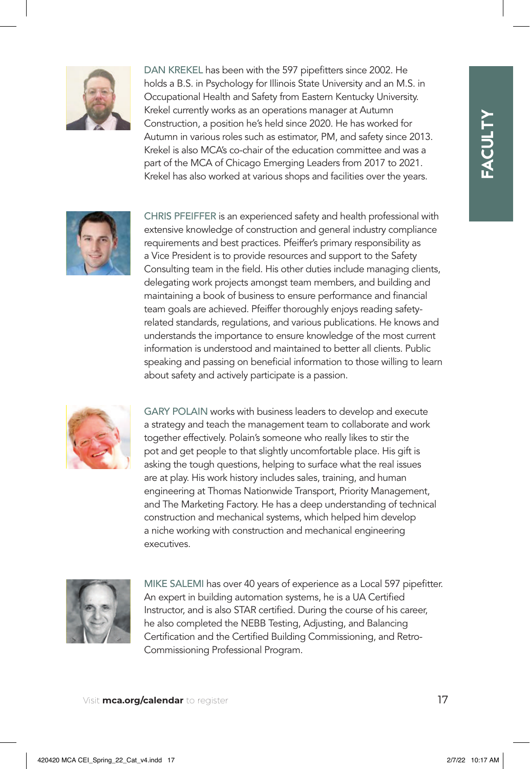# FACULTY

**DAN KREKEL** has been with the 597 pipefitters since 2002. He holds a B.S. in Psychology for Illinois State University and an M.S. in Occupational Health and Safety from Eastern Kentucky University. Krekel currently works as an operations manager at Autumn Construction, a position he's held since 2020. He has worked for Autumn in various roles such as estimator, PM, and safety since 2013. Krekel is also MCA's co-chair of the education committee and was a part of the MCA of Chicago Emerging Leaders from 2017 to 2021. Krekel has also worked at various shops and facilities over the years.

**CHRIS PFEIFFER** is an experienced safety and health professional with extensive knowledge of construction and general industry compliance requirements and best practices. Pfeiffer's primary responsibility as a Vice President is to provide resources and support to the Safety Consulting team in the field. His other duties include managing clients, delegating work projects amongst team members, and building and maintaining a book of business to ensure performance and financial team goals are achieved. Pfeiffer thoroughly enjoys reading safety-related standards, regulations, and various publications. He knows and understands the importance to ensure knowledge of the most current information is understood and maintained to better all clients. Public speaking and passing on beneficial information to those willing to learn about safety and actively participate is a passion.

**GARY POLAIN** works with business leaders to develop and execute a strategy and teach the management team to collaborate and work together effectively. Polain's someone who really likes to stir the pot and get people to that slightly uncomfortable place. His gift is asking the tough questions, helping to surface what the real issues are at play. His work history includes sales, training, and human engineering at Thomas Nationwide Transport, Priority Management, and The Marketing Factory. He has a deep understanding of technical construction and mechanical systems, which helped him develop a niche working with construction and mechanical engineering executives.

**MIKE SALEMI** has over 40 years of experience as a Local 597 pipefitter. An expert in building automation systems, he is a UA Certified Instructor, and is also STAR certified. During the course of his career, he also completed the NEBB Testing, Adjusting, and Balancing Certification and the Certified Building Commissioning, and Retro-Commissioning Professional Program.

Visit **mca.org/calendar** to register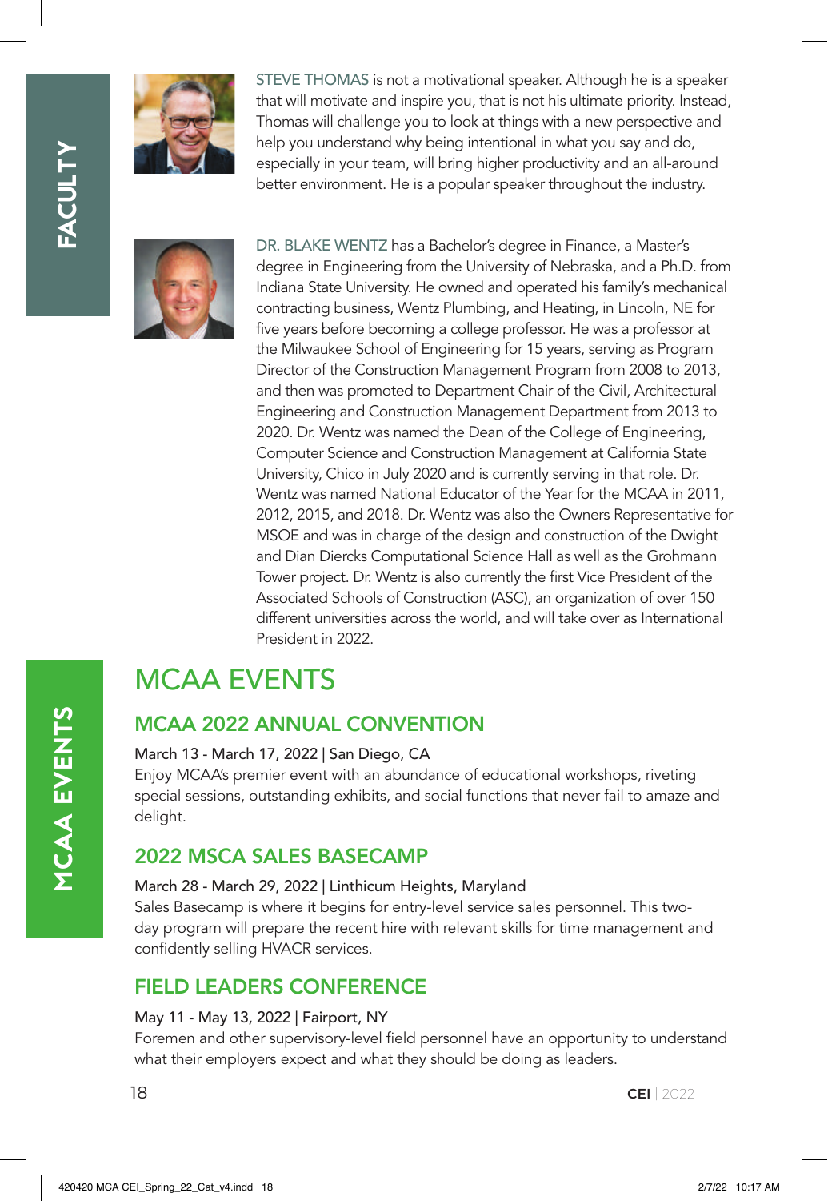# FACULTY

STEVE THOMAS is not a motivational speaker. Although he is a speaker that will motivate and inspire you, that is not his ultimate priority. Instead, Thomas will challenge you to look at things with a new perspective and help you understand why being intentional in what you say and do, especially in your team, will bring higher productivity and an all-around better environment. He is a popular speaker throughout the industry.

DR. BLAKE WENTZ has a Bachelor's degree in Finance, a Master's degree in Engineering from the University of Nebraska, and a Ph.D. from Indiana State University. He owned and operated his family's mechanical contracting business, Wentz Plumbing, and Heating, in Lincoln, NE for five years before becoming a college professor. He was a professor at the Milwaukee School of Engineering for 15 years, serving as Program Director of the Construction Management Program from 2008 to 2013, and then was promoted to Department Chair of the Civil, Architectural Engineering and Construction Management Department from 2013 to 2020. Dr. Wentz was named the Dean of the College of Engineering, Computer Science and Construction Management at California State University, Chico in July 2020 and is currently serving in that role. Dr. Wentz was named National Educator of the Year for the MCAA in 2011, 2012, 2015, and 2018. Dr. Wentz was also the Owners Representative for MSOE and was in charge of the design and construction of the Dwight and Dian Diercks Computational Science Hall as well as the Grohmann Tower project. Dr. Wentz is also currently the first Vice President of the Associated Schools of Construction (ASC), an organization of over 150 different universities across the world, and will take over as International President in 2022.

# MCAA EVENTS

## MCAA 2022 ANNUAL CONVENTION

March 13 - March 17, 2022 | San Diego, CA

Enjoy MCAA's premier event with an abundance of educational workshops, riveting special sessions, outstanding exhibits, and social functions that never fail to amaze and delight.

## 2022 MSCA SALES BASECAMP

March 28 - March 29, 2022 | Linthicum Heights, Maryland

Sales Basecamp is where it begins for entry-level service sales personnel. This two-day program will prepare the recent hire with relevant skills for time management and confidently selling HVACR services.

## FIELD LEADERS CONFERENCE

May 11 - May 13, 2022 | Fairport, NY

Foremen and other supervisory-level field personnel have an opportunity to understand what their employers expect and what they should be doing as leaders.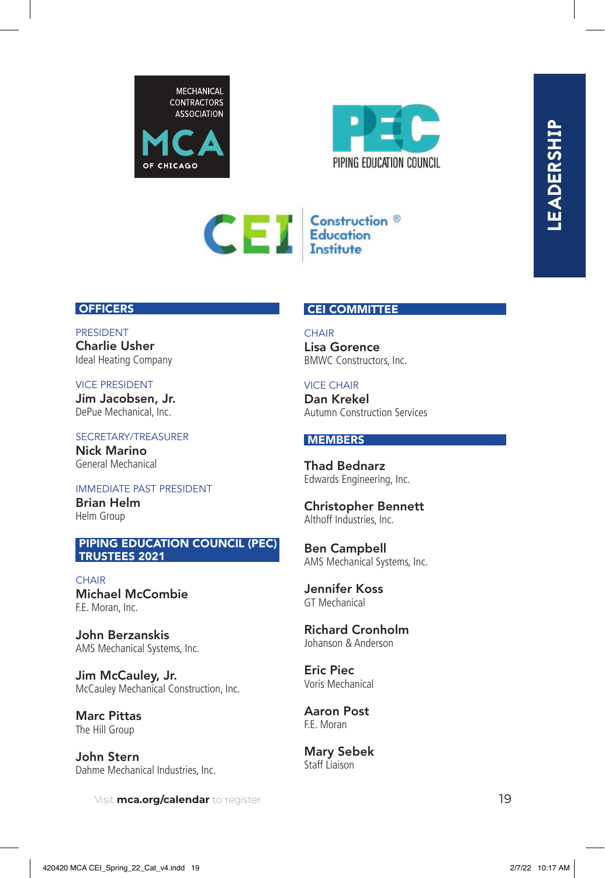# LEADERSHIP

## OFFICERS

PRESIDENT
**Charlie Usher**
Ideal Heating Company

VICE PRESIDENT
**Jim Jacobsen, Jr.**
DePue Mechanical, Inc.

SECRETARY/TREASURER
**Nick Marino**
General Mechanical

IMMEDIATE PAST PRESIDENT
**Brian Helm**
Helm Group

## PIPING EDUCATION COUNCIL (PEC) TRUSTEES 2021

CHAIR
**Michael McCombie**
F.E. Moran, Inc.

**John Berzanskis**
AMS Mechanical Systems, Inc.

**Jim McCauley, Jr.**
McCauley Mechanical Construction, Inc.

**Marc Pittas**
The Hill Group

**John Stern**
Dahme Mechanical Industries, Inc.

## CEI COMMITTEE

CHAIR
**Lisa Gorence**
BMWC Constructors, Inc.

VICE CHAIR
**Dan Krekel**
Autumn Construction Services

## MEMBERS

**Thad Bednarz**
Edwards Engineering, Inc.

**Christopher Bennett**
Althoff Industries, Inc.

**Ben Campbell**
AMS Mechanical Systems, Inc.

**Jennifer Koss**
GT Mechanical

**Richard Cronholm**
Johanson & Anderson

**Eric Piec**
Voris Mechanical

**Aaron Post**
F.E. Moran

**Mary Sebek**
Staff Liaison

Visit **mca.org/calendar** to register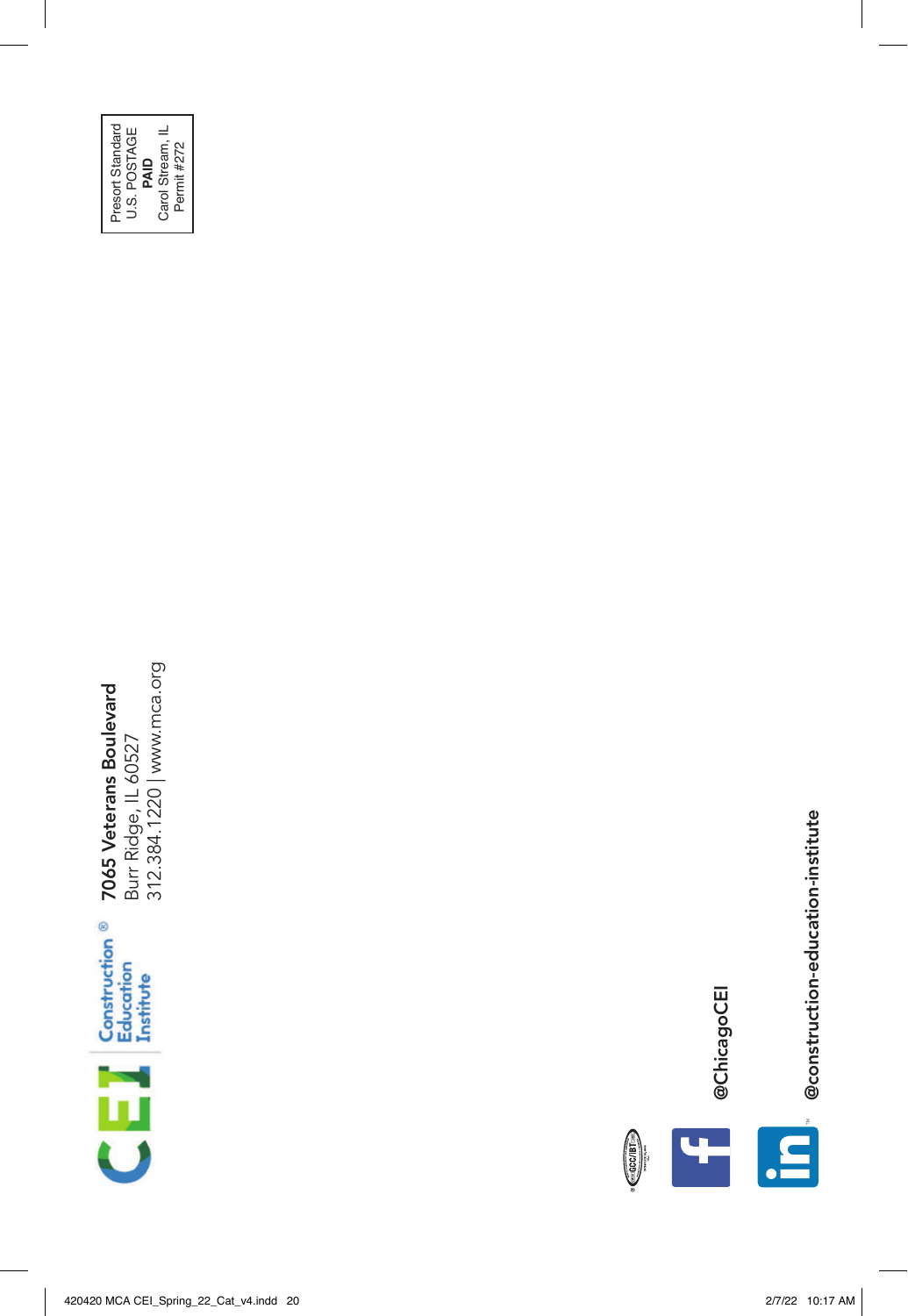Presort Standard
U.S. POSTAGE
**PAID**
Carol Stream, IL
Permit #272

Construction® Education Institute

**7065 Veterans Boulevard**
Burr Ridge, IL 60527
312.384.1220 | www.mca.org

@ChicagoCEI

@construction-education-institute